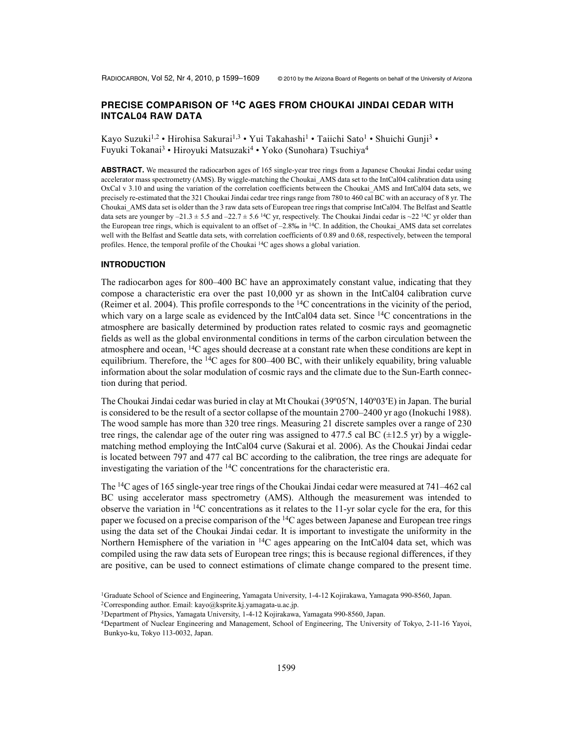# PRECISE COMPARISON OF $^{14}$C AGES FROM CHOUKAI JINDAI CEDAR WITH INTCAL04 RAW DATA

Kayo Suzuki[1,2] • Hirohisa Sakurai[1,3] • Yui Takahashi[1] • Taiichi Sato[1] • Shuichi Gunji[3] • Fuyuki Tokanai[3] • Hiroyuki Matsuzaki[4] • Yoko (Sunohara) Tsuchiya[4]

**ABSTRACT.** We measured the radiocarbon ages of 165 single-year tree rings from a Japanese Choukai Jindai cedar using accelerator mass spectrometry (AMS). By wiggle-matching the Choukai_AMS data set to the IntCal04 calibration data using OxCal v 3.10 and using the variation of the correlation coefficients between the Choukai_AMS and IntCal04 data sets, we precisely re-estimated that the 321 Choukai Jindai cedar tree rings range from 780 to 460 cal BC with an accuracy of 8 yr. The Choukai_AMS data set is older than the 3 raw data sets of European tree rings that comprise IntCal04. The Belfast and Seattle data sets are younger by –21.3 ± 5.5 and –22.7 ± 5.6 $^{14}$C yr, respectively. The Choukai Jindai cedar is ~22 $^{14}$C yr older than the European tree rings, which is equivalent to an offset of –2.8‰ in $^{14}$C. In addition, the Choukai_AMS data set correlates well with the Belfast and Seattle data sets, with correlation coefficients of 0.89 and 0.68, respectively, between the temporal profiles. Hence, the temporal profile of the Choukai $^{14}$C ages shows a global variation.

## INTRODUCTION

The radiocarbon ages for 800–400 BC have an approximately constant value, indicating that they compose a characteristic era over the past 10,000 yr as shown in the IntCal04 calibration curve (Reimer et al. 2004). This profile corresponds to the $^{14}$C concentrations in the vicinity of the period, which vary on a large scale as evidenced by the IntCal04 data set. Since $^{14}$C concentrations in the atmosphere are basically determined by production rates related to cosmic rays and geomagnetic fields as well as the global environmental conditions in terms of the carbon circulation between the atmosphere and ocean, $^{14}$C ages should decrease at a constant rate when these conditions are kept in equilibrium. Therefore, the $^{14}$C ages for 800–400 BC, with their unlikely equability, bring valuable information about the solar modulation of cosmic rays and the climate due to the Sun-Earth connection during that period.

The Choukai Jindai cedar was buried in clay at Mt Choukai (39º05′N, 140º03′E) in Japan. The burial is considered to be the result of a sector collapse of the mountain 2700–2400 yr ago (Inokuchi 1988). The wood sample has more than 320 tree rings. Measuring 21 discrete samples over a range of 230 tree rings, the calendar age of the outer ring was assigned to 477.5 cal BC (±12.5 yr) by a wiggle-matching method employing the IntCal04 curve (Sakurai et al. 2006). As the Choukai Jindai cedar is located between 797 and 477 cal BC according to the calibration, the tree rings are adequate for investigating the variation of the $^{14}$C concentrations for the characteristic era.

The $^{14}$C ages of 165 single-year tree rings of the Choukai Jindai cedar were measured at 741–462 cal BC using accelerator mass spectrometry (AMS). Although the measurement was intended to observe the variation in $^{14}$C concentrations as it relates to the 11-yr solar cycle for the era, for this paper we focused on a precise comparison of the $^{14}$C ages between Japanese and European tree rings using the data set of the Choukai Jindai cedar. It is important to investigate the uniformity in the Northern Hemisphere of the variation in $^{14}$C ages appearing on the IntCal04 data set, which was compiled using the raw data sets of European tree rings; this is because regional differences, if they are positive, can be used to connect estimations of climate change compared to the present time.

[1]Graduate School of Science and Engineering, Yamagata University, 1-4-12 Kojirakawa, Yamagata 990-8560, Japan.
[2]Corresponding author. Email: kayo@ksprite.kj.yamagata-u.ac.jp.
[3]Department of Physics, Yamagata University, 1-4-12 Kojirakawa, Yamagata 990-8560, Japan.
[4]Department of Nuclear Engineering and Management, School of Engineering, The University of Tokyo, 2-11-16 Yayoi, Bunkyo-ku, Tokyo 113-0032, Japan.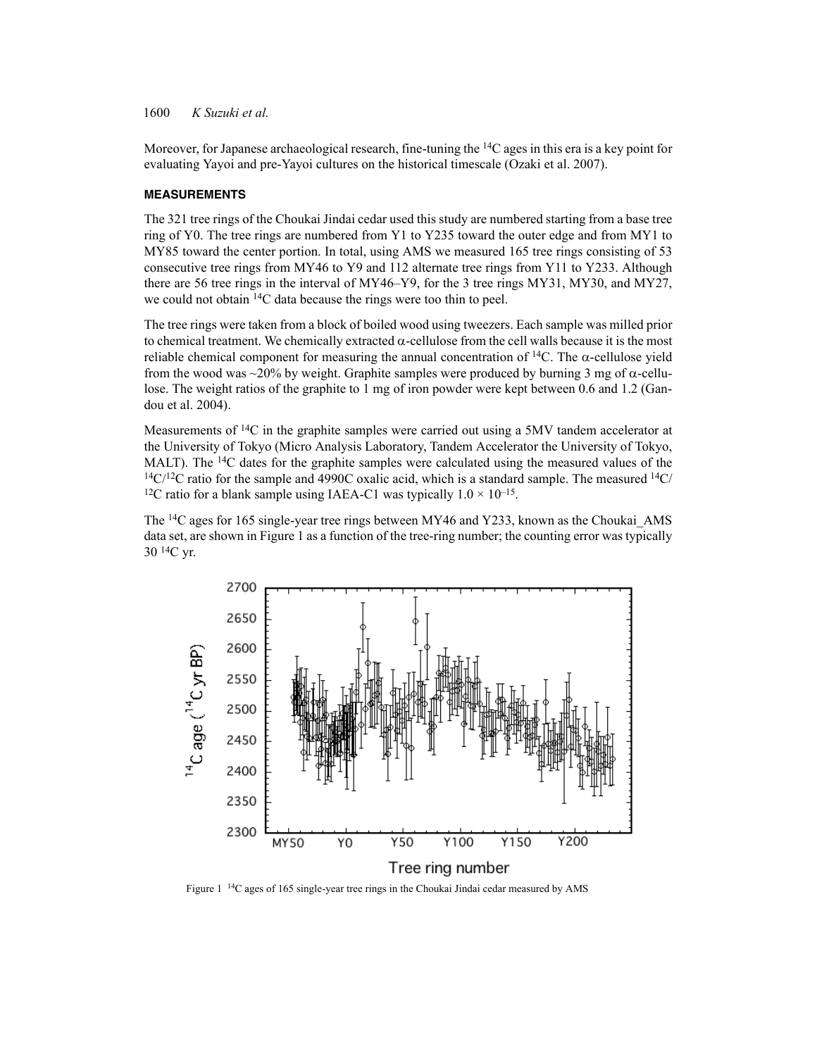Moreover, for Japanese archaeological research, fine-tuning the $^{14}C$ ages in this era is a key point for evaluating Yayoi and pre-Yayoi cultures on the historical timescale (Ozaki et al. 2007).

## MEASUREMENTS

The 321 tree rings of the Choukai Jindai cedar used this study are numbered starting from a base tree ring of Y0. The tree rings are numbered from Y1 to Y235 toward the outer edge and from MY1 to MY85 toward the center portion. In total, using AMS we measured 165 tree rings consisting of 53 consecutive tree rings from MY46 to Y9 and 112 alternate tree rings from Y11 to Y233. Although there are 56 tree rings in the interval of MY46–Y9, for the 3 tree rings MY31, MY30, and MY27, we could not obtain $^{14}C$ data because the rings were too thin to peel.

The tree rings were taken from a block of boiled wood using tweezers. Each sample was milled prior to chemical treatment. We chemically extracted α-cellulose from the cell walls because it is the most reliable chemical component for measuring the annual concentration of $^{14}C$. The α-cellulose yield from the wood was ~20% by weight. Graphite samples were produced by burning 3 mg of α-cellulose. The weight ratios of the graphite to 1 mg of iron powder were kept between 0.6 and 1.2 (Gandou et al. 2004).

Measurements of $^{14}C$ in the graphite samples were carried out using a 5MV tandem accelerator at the University of Tokyo (Micro Analysis Laboratory, Tandem Accelerator the University of Tokyo, MALT). The $^{14}C$ dates for the graphite samples were calculated using the measured values of the $^{14}C/^{12}C$ ratio for the sample and 4990C oxalic acid, which is a standard sample. The measured $^{14}C/^{12}C$ ratio for a blank sample using IAEA-C1 was typically $1.0 \times 10^{-15}$.

The $^{14}C$ ages for 165 single-year tree rings between MY46 and Y233, known as the Choukai_AMS data set, are shown in Figure 1 as a function of the tree-ring number; the counting error was typically 30 $^{14}C$ yr.

Figure 1 $^{14}C$ ages of 165 single-year tree rings in the Choukai Jindai cedar measured by AMS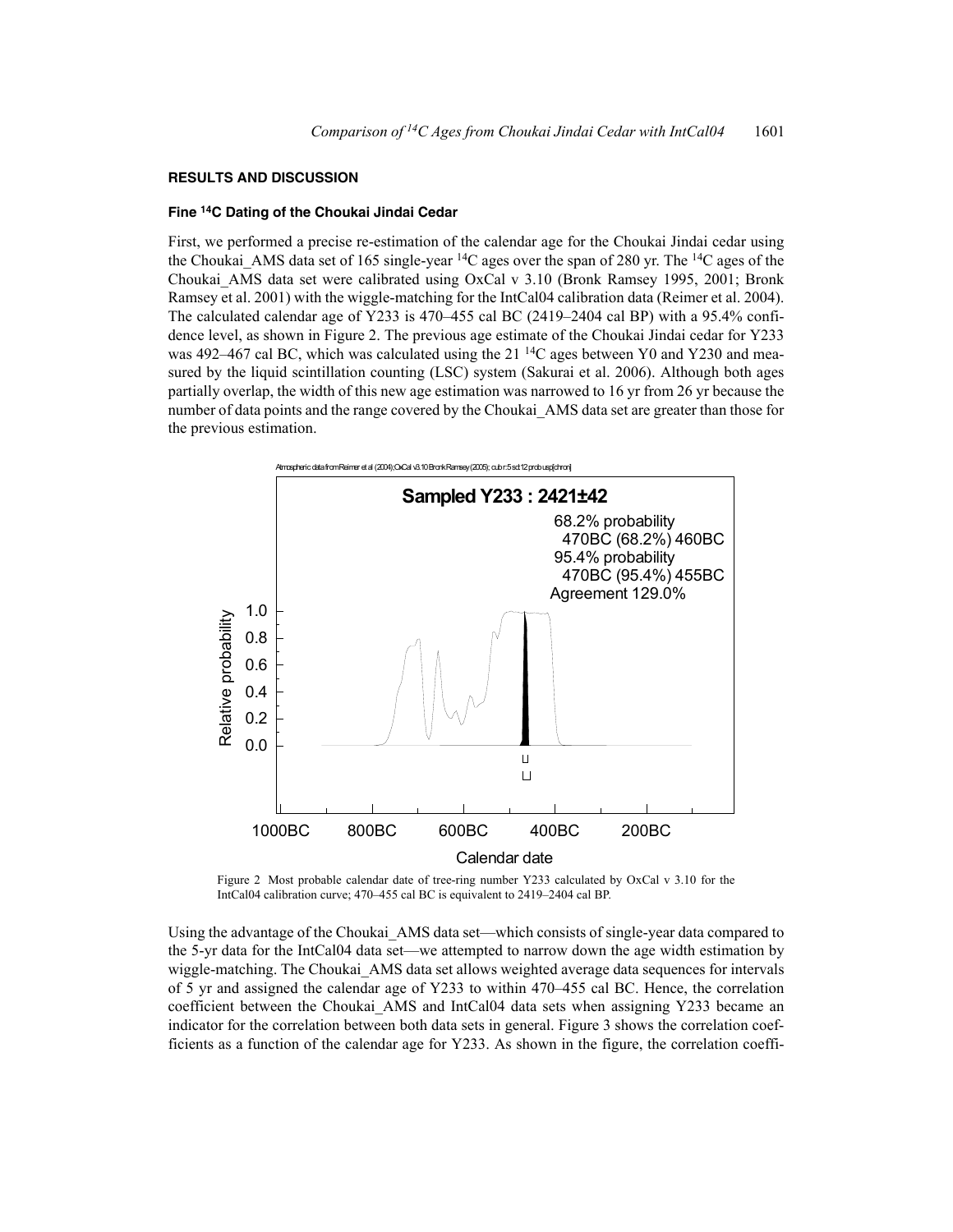## RESULTS AND DISCUSSION

### Fine $^{14}C$ Dating of the Choukai Jindai Cedar

First, we performed a precise re-estimation of the calendar age for the Choukai Jindai cedar using the Choukai_AMS data set of 165 single-year $^{14}C$ ages over the span of 280 yr. The $^{14}C$ ages of the Choukai_AMS data set were calibrated using OxCal v 3.10 (Bronk Ramsey 1995, 2001; Bronk Ramsey et al. 2001) with the wiggle-matching for the IntCal04 calibration data (Reimer et al. 2004). The calculated calendar age of Y233 is 470–455 cal BC (2419–2404 cal BP) with a 95.4% confidence level, as shown in Figure 2. The previous age estimate of the Choukai Jindai cedar for Y233 was 492–467 cal BC, which was calculated using the 21 $^{14}C$ ages between Y0 and Y230 and measured by the liquid scintillation counting (LSC) system (Sakurai et al. 2006). Although both ages partially overlap, the width of this new age estimation was narrowed to 16 yr from 26 yr because the number of data points and the range covered by the Choukai_AMS data set are greater than those for the previous estimation.

Figure 2 Most probable calendar date of tree-ring number Y233 calculated by OxCal v 3.10 for the IntCal04 calibration curve; 470–455 cal BC is equivalent to 2419–2404 cal BP.

Using the advantage of the Choukai_AMS data set—which consists of single-year data compared to the 5-yr data for the IntCal04 data set—we attempted to narrow down the age width estimation by wiggle-matching. The Choukai_AMS data set allows weighted average data sequences for intervals of 5 yr and assigned the calendar age of Y233 to within 470–455 cal BC. Hence, the correlation coefficient between the Choukai_AMS and IntCal04 data sets when assigning Y233 became an indicator for the correlation between both data sets in general. Figure 3 shows the correlation coefficients as a function of the calendar age for Y233. As shown in the figure, the correlation coeffi-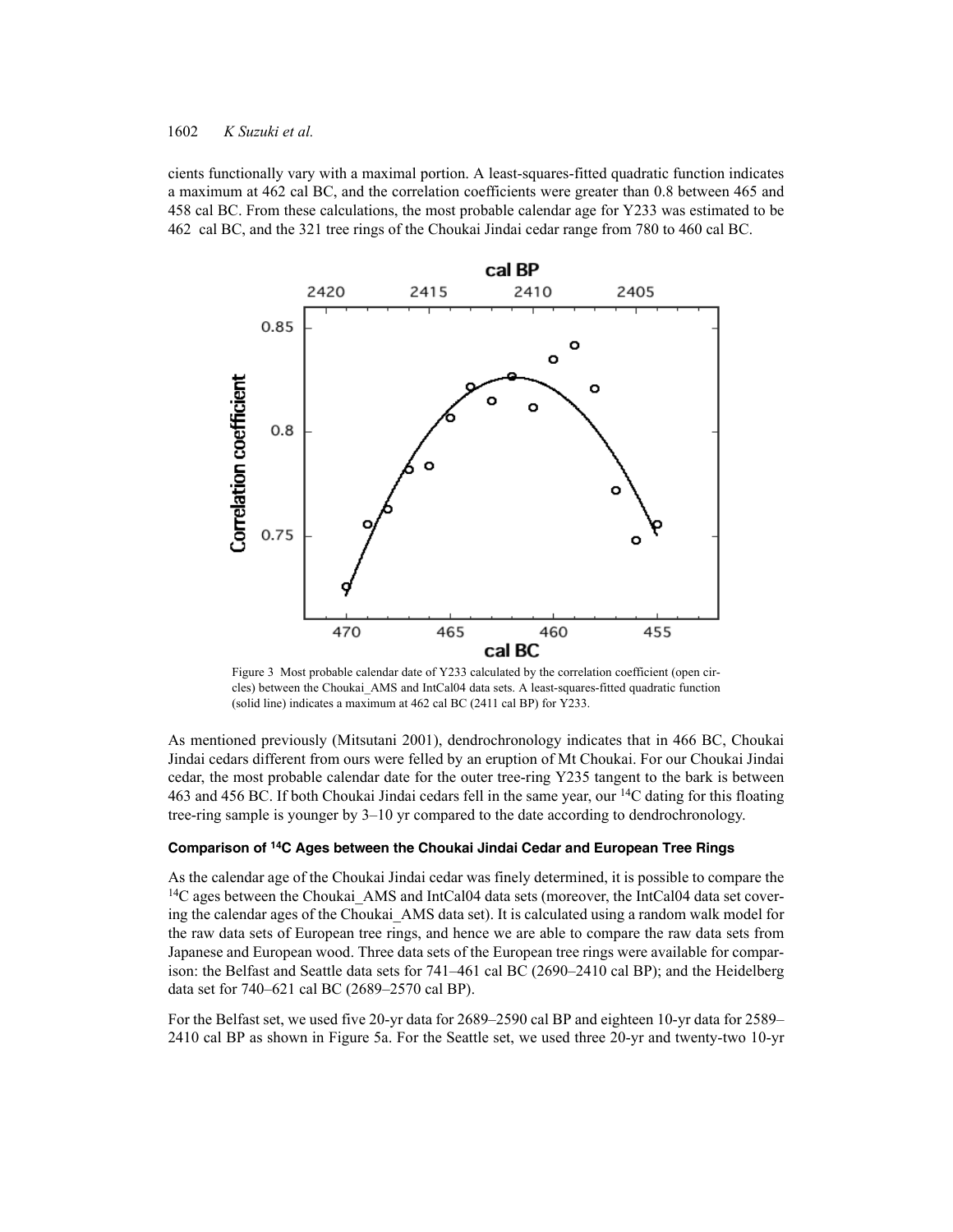cients functionally vary with a maximal portion. A least-squares-fitted quadratic function indicates a maximum at 462 cal BC, and the correlation coefficients were greater than 0.8 between 465 and 458 cal BC. From these calculations, the most probable calendar age for Y233 was estimated to be 462 cal BC, and the 321 tree rings of the Choukai Jindai cedar range from 780 to 460 cal BC.

Figure 3 Most probable calendar date of Y233 calculated by the correlation coefficient (open circles) between the Choukai_AMS and IntCal04 data sets. A least-squares-fitted quadratic function (solid line) indicates a maximum at 462 cal BC (2411 cal BP) for Y233.

As mentioned previously (Mitsutani 2001), dendrochronology indicates that in 466 BC, Choukai Jindai cedars different from ours were felled by an eruption of Mt Choukai. For our Choukai Jindai cedar, the most probable calendar date for the outer tree-ring Y235 tangent to the bark is between 463 and 456 BC. If both Choukai Jindai cedars fell in the same year, our $^{14}C$ dating for this floating tree-ring sample is younger by 3–10 yr compared to the date according to dendrochronology.

#### Comparison of $^{14}C$ Ages between the Choukai Jindai Cedar and European Tree Rings

As the calendar age of the Choukai Jindai cedar was finely determined, it is possible to compare the $^{14}C$ ages between the Choukai_AMS and IntCal04 data sets (moreover, the IntCal04 data set covering the calendar ages of the Choukai_AMS data set). It is calculated using a random walk model for the raw data sets of European tree rings, and hence we are able to compare the raw data sets from Japanese and European wood. Three data sets of the European tree rings were available for comparison: the Belfast and Seattle data sets for 741–461 cal BC (2690–2410 cal BP); and the Heidelberg data set for 740–621 cal BC (2689–2570 cal BP).

For the Belfast set, we used five 20-yr data for 2689–2590 cal BP and eighteen 10-yr data for 2589–2410 cal BP as shown in Figure 5a. For the Seattle set, we used three 20-yr and twenty-two 10-yr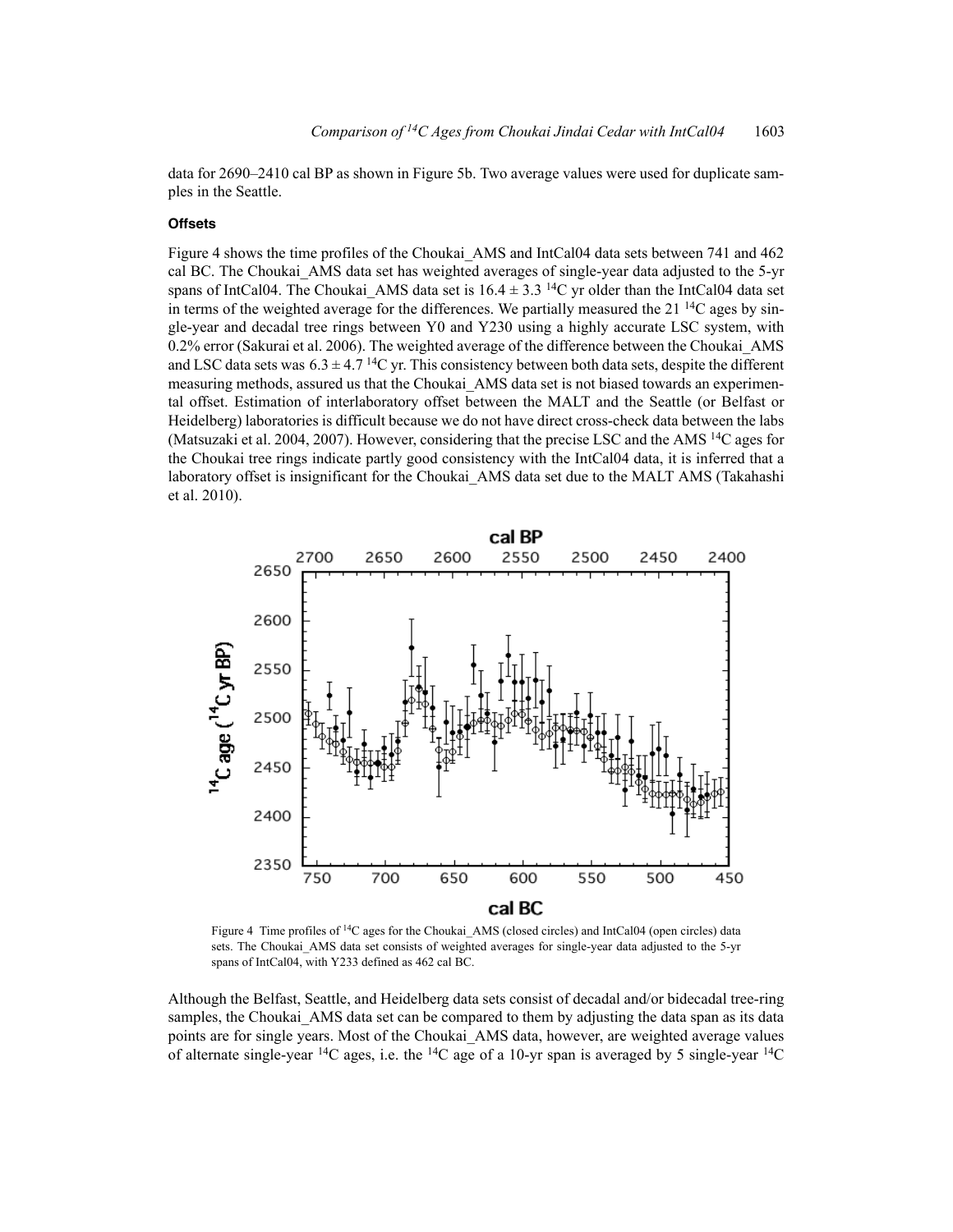data for 2690–2410 cal BP as shown in Figure 5b. Two average values were used for duplicate samples in the Seattle.

### Offsets

Figure 4 shows the time profiles of the Choukai_AMS and IntCal04 data sets between 741 and 462 cal BC. The Choukai_AMS data set has weighted averages of single-year data adjusted to the 5-yr spans of IntCal04. The Choukai_AMS data set is $16.4 \pm 3.3$ $^{14}C$ yr older than the IntCal04 data set in terms of the weighted average for the differences. We partially measured the 21 $^{14}C$ ages by single-year and decadal tree rings between Y0 and Y230 using a highly accurate LSC system, with 0.2% error (Sakurai et al. 2006). The weighted average of the difference between the Choukai_AMS and LSC data sets was $6.3 \pm 4.7$ $^{14}C$ yr. This consistency between both data sets, despite the different measuring methods, assured us that the Choukai_AMS data set is not biased towards an experimental offset. Estimation of interlaboratory offset between the MALT and the Seattle (or Belfast or Heidelberg) laboratories is difficult because we do not have direct cross-check data between the labs (Matsuzaki et al. 2004, 2007). However, considering that the precise LSC and the AMS $^{14}C$ ages for the Choukai tree rings indicate partly good consistency with the IntCal04 data, it is inferred that a laboratory offset is insignificant for the Choukai_AMS data set due to the MALT AMS (Takahashi et al. 2010).

Figure 4 Time profiles of $^{14}C$ ages for the Choukai_AMS (closed circles) and IntCal04 (open circles) data sets. The Choukai_AMS data set consists of weighted averages for single-year data adjusted to the 5-yr spans of IntCal04, with Y233 defined as 462 cal BC.

Although the Belfast, Seattle, and Heidelberg data sets consist of decadal and/or bidecadal tree-ring samples, the Choukai_AMS data set can be compared to them by adjusting the data span as its data points are for single years. Most of the Choukai_AMS data, however, are weighted average values of alternate single-year $^{14}C$ ages, i.e. the $^{14}C$ age of a 10-yr span is averaged by 5 single-year $^{14}C$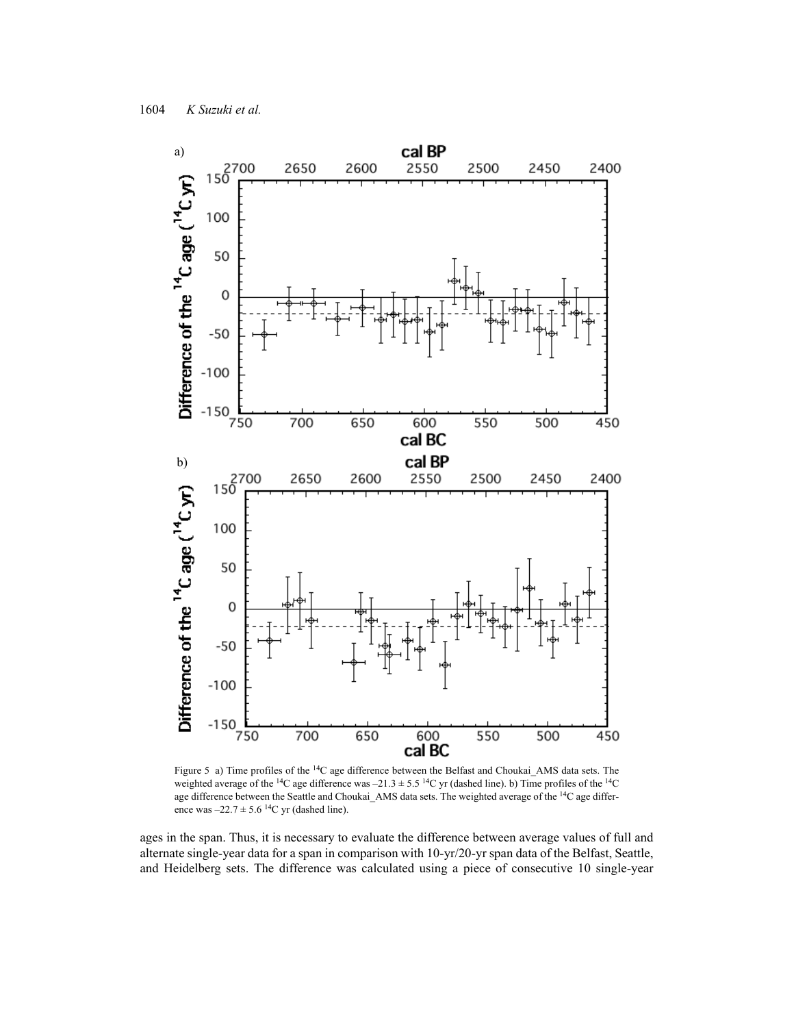Figure 5 a) Time profiles of the $^{14}C$ age difference between the Belfast and Choukai_AMS data sets. The weighted average of the $^{14}C$ age difference was $-21.3 \pm 5.5$ $^{14}C$ yr (dashed line). b) Time profiles of the $^{14}C$ age difference between the Seattle and Choukai_AMS data sets. The weighted average of the $^{14}C$ age difference was $-22.7 \pm 5.6$ $^{14}C$ yr (dashed line).

ages in the span. Thus, it is necessary to evaluate the difference between average values of full and alternate single-year data for a span in comparison with 10-yr/20-yr span data of the Belfast, Seattle, and Heidelberg sets. The difference was calculated using a piece of consecutive 10 single-year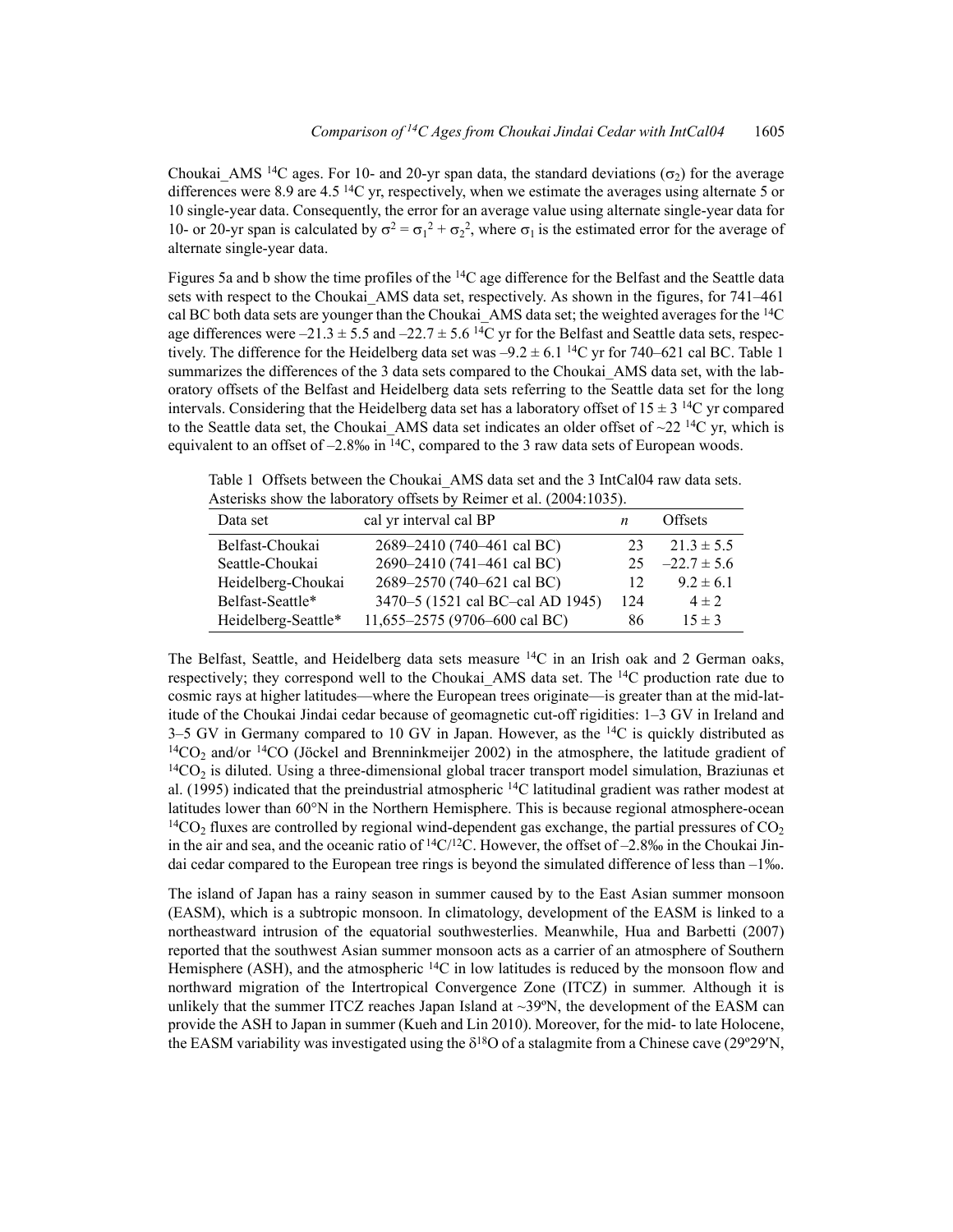Choukai_AMS $^{14}C$ ages. For 10- and 20-yr span data, the standard deviations ($\sigma_2$) for the average differences were 8.9 are 4.5 $^{14}C$ yr, respectively, when we estimate the averages using alternate 5 or 10 single-year data. Consequently, the error for an average value using alternate single-year data for 10- or 20-yr span is calculated by $\sigma^2 = \sigma_1^2 + \sigma_2^2$, where $\sigma_1$ is the estimated error for the average of alternate single-year data.

Figures 5a and b show the time profiles of the $^{14}C$ age difference for the Belfast and the Seattle data sets with respect to the Choukai_AMS data set, respectively. As shown in the figures, for 741–461 cal BC both data sets are younger than the Choukai_AMS data set; the weighted averages for the $^{14}C$ age differences were $-21.3 \pm 5.5$ and $-22.7 \pm 5.6$ $^{14}C$ yr for the Belfast and Seattle data sets, respectively. The difference for the Heidelberg data set was $-9.2 \pm 6.1$ $^{14}C$ yr for 740–621 cal BC. Table 1 summarizes the differences of the 3 data sets compared to the Choukai_AMS data set, with the laboratory offsets of the Belfast and Heidelberg data sets referring to the Seattle data set for the long intervals. Considering that the Heidelberg data set has a laboratory offset of $15 \pm 3$ $^{14}C$ yr compared to the Seattle data set, the Choukai_AMS data set indicates an older offset of ~22 $^{14}C$ yr, which is equivalent to an offset of –2.8‰ in $^{14}C$, compared to the 3 raw data sets of European woods.

Table 1 Offsets between the Choukai_AMS data set and the 3 IntCal04 raw data sets. Asterisks show the laboratory offsets by Reimer et al. (2004:1035).

| Data set | cal yr interval cal BP | $n$ | Offsets |
|---|---|---|---|
| Belfast-Choukai | 2689–2410 (740–461 cal BC) | 23 | $21.3 \pm 5.5$ |
| Seattle-Choukai | 2690–2410 (741–461 cal BC) | 25 | $-22.7 \pm 5.6$ |
| Heidelberg-Choukai | 2689–2570 (740–621 cal BC) | 12 | $9.2 \pm 6.1$ |
| Belfast-Seattle* | 3470–5 (1521 cal BC–cal AD 1945) | 124 | $4 \pm 2$ |
| Heidelberg-Seattle* | 11,655–2575 (9706–600 cal BC) | 86 | $15 \pm 3$ |

The Belfast, Seattle, and Heidelberg data sets measure $^{14}C$ in an Irish oak and 2 German oaks, respectively; they correspond well to the Choukai_AMS data set. The $^{14}C$ production rate due to cosmic rays at higher latitudes—where the European trees originate—is greater than at the mid-latitude of the Choukai Jindai cedar because of geomagnetic cut-off rigidities: 1–3 GV in Ireland and 3–5 GV in Germany compared to 10 GV in Japan. However, as the $^{14}C$ is quickly distributed as $^{14}CO_2$ and/or $^{14}CO$ (Jöckel and Brenninkmeijer 2002) in the atmosphere, the latitude gradient of $^{14}CO_2$ is diluted. Using a three-dimensional global tracer transport model simulation, Braziunas et al. (1995) indicated that the preindustrial atmospheric $^{14}C$ latitudinal gradient was rather modest at latitudes lower than 60°N in the Northern Hemisphere. This is because regional atmosphere-ocean $^{14}CO_2$ fluxes are controlled by regional wind-dependent gas exchange, the partial pressures of $CO_2$ in the air and sea, and the oceanic ratio of $^{14}C/^{12}C$. However, the offset of –2.8‰ in the Choukai Jindai cedar compared to the European tree rings is beyond the simulated difference of less than –1‰.

The island of Japan has a rainy season in summer caused by to the East Asian summer monsoon (EASM), which is a subtropic monsoon. In climatology, development of the EASM is linked to a northeastward intrusion of the equatorial southwesterlies. Meanwhile, Hua and Barbetti (2007) reported that the southwest Asian summer monsoon acts as a carrier of an atmosphere of Southern Hemisphere (ASH), and the atmospheric $^{14}C$ in low latitudes is reduced by the monsoon flow and northward migration of the Intertropical Convergence Zone (ITCZ) in summer. Although it is unlikely that the summer ITCZ reaches Japan Island at ~39ºN, the development of the EASM can provide the ASH to Japan in summer (Kueh and Lin 2010). Moreover, for the mid- to late Holocene, the EASM variability was investigated using the $\delta^{18}O$ of a stalagmite from a Chinese cave (29º29′N,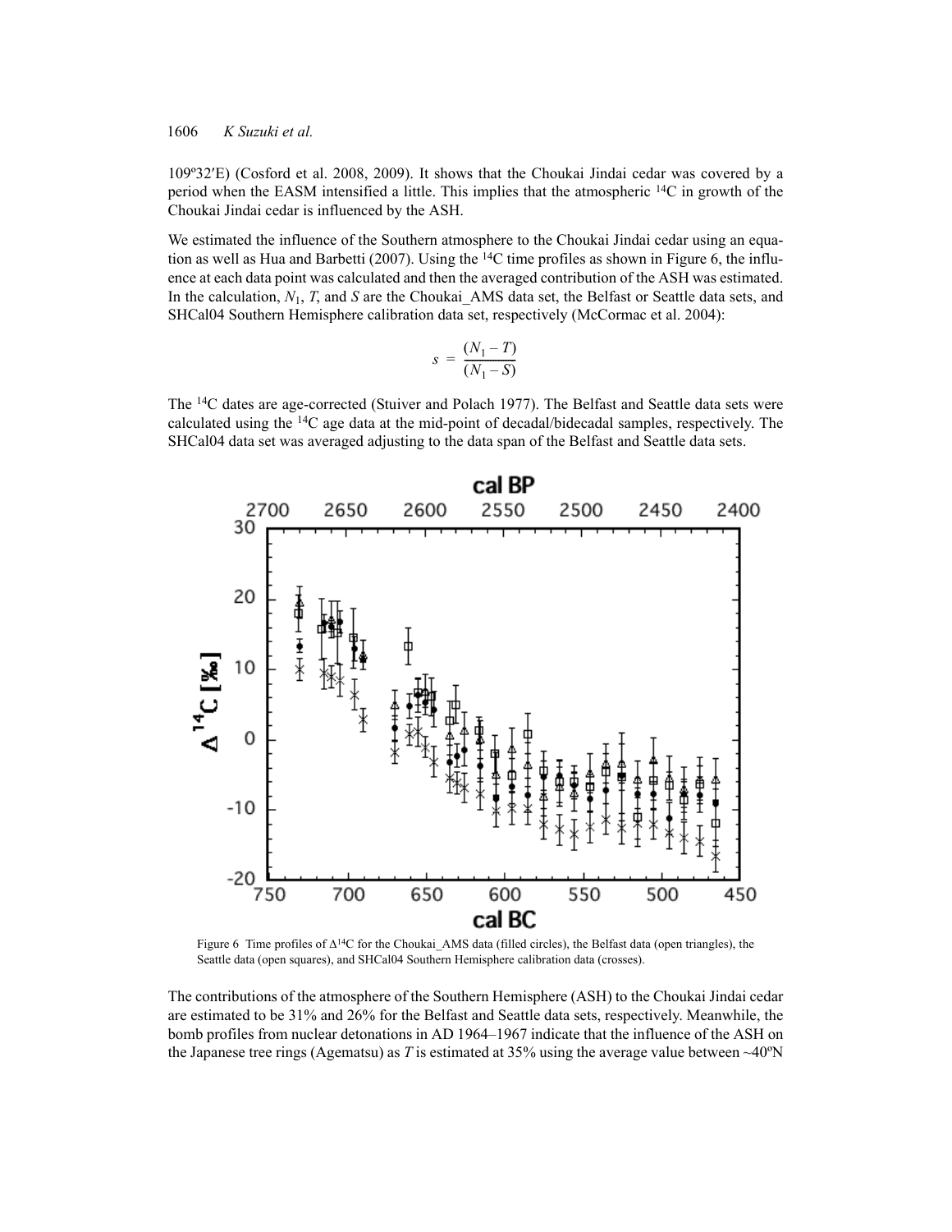109º32′E) (Cosford et al. 2008, 2009). It shows that the Choukai Jindai cedar was covered by a period when the EASM intensified a little. This implies that the atmospheric $^{14}C$ in growth of the Choukai Jindai cedar is influenced by the ASH.

We estimated the influence of the Southern atmosphere to the Choukai Jindai cedar using an equation as well as Hua and Barbetti (2007). Using the $^{14}C$ time profiles as shown in Figure 6, the influence at each data point was calculated and then the averaged contribution of the ASH was estimated. In the calculation, $N_1$, $T$, and $S$ are the Choukai_AMS data set, the Belfast or Seattle data sets, and SHCal04 Southern Hemisphere calibration data set, respectively (McCormac et al. 2004):

$$s = \frac{(N_1 - T)}{(N_1 - S)}$$

The $^{14}C$ dates are age-corrected (Stuiver and Polach 1977). The Belfast and Seattle data sets were calculated using the $^{14}C$ age data at the mid-point of decadal/bidecadal samples, respectively. The SHCal04 data set was averaged adjusting to the data span of the Belfast and Seattle data sets.

Figure 6 Time profiles of $\Delta^{14}C$ for the Choukai_AMS data (filled circles), the Belfast data (open triangles), the Seattle data (open squares), and SHCal04 Southern Hemisphere calibration data (crosses).

The contributions of the atmosphere of the Southern Hemisphere (ASH) to the Choukai Jindai cedar are estimated to be 31% and 26% for the Belfast and Seattle data sets, respectively. Meanwhile, the bomb profiles from nuclear detonations in AD 1964–1967 indicate that the influence of the ASH on the Japanese tree rings (Agematsu) as $T$ is estimated at 35% using the average value between ~40ºN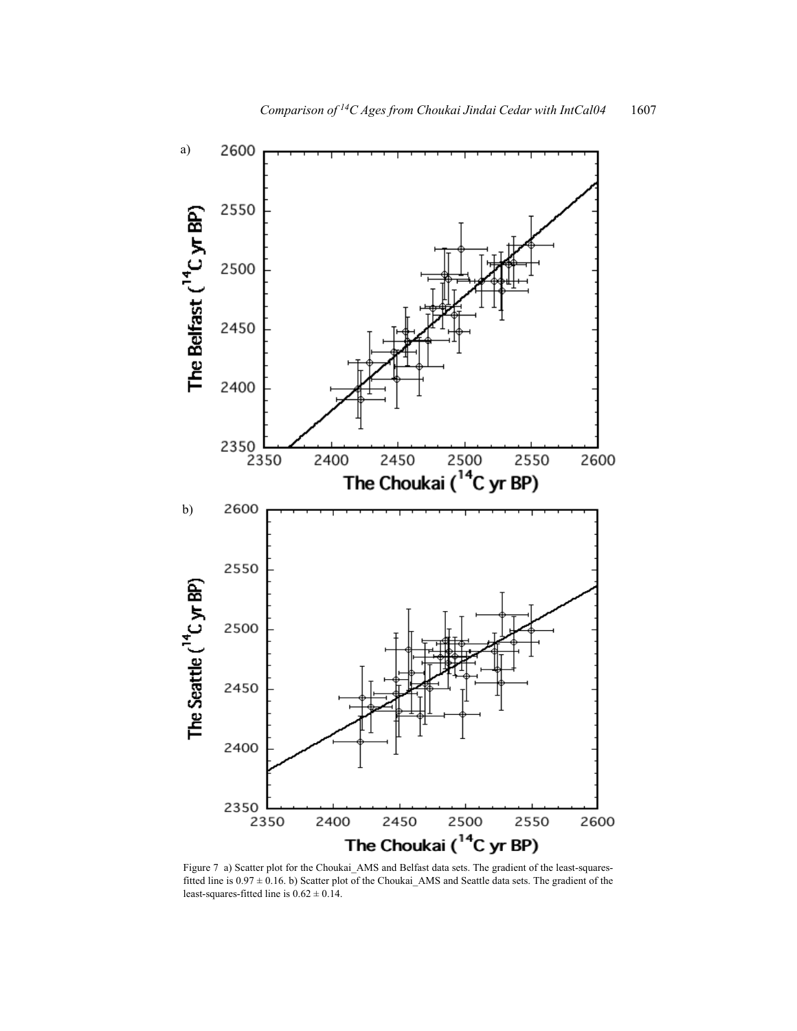Figure 7 a) Scatter plot for the Choukai_AMS and Belfast data sets. The gradient of the least-squares-fitted line is 0.97 ± 0.16. b) Scatter plot of the Choukai_AMS and Seattle data sets. The gradient of the least-squares-fitted line is 0.62 ± 0.14.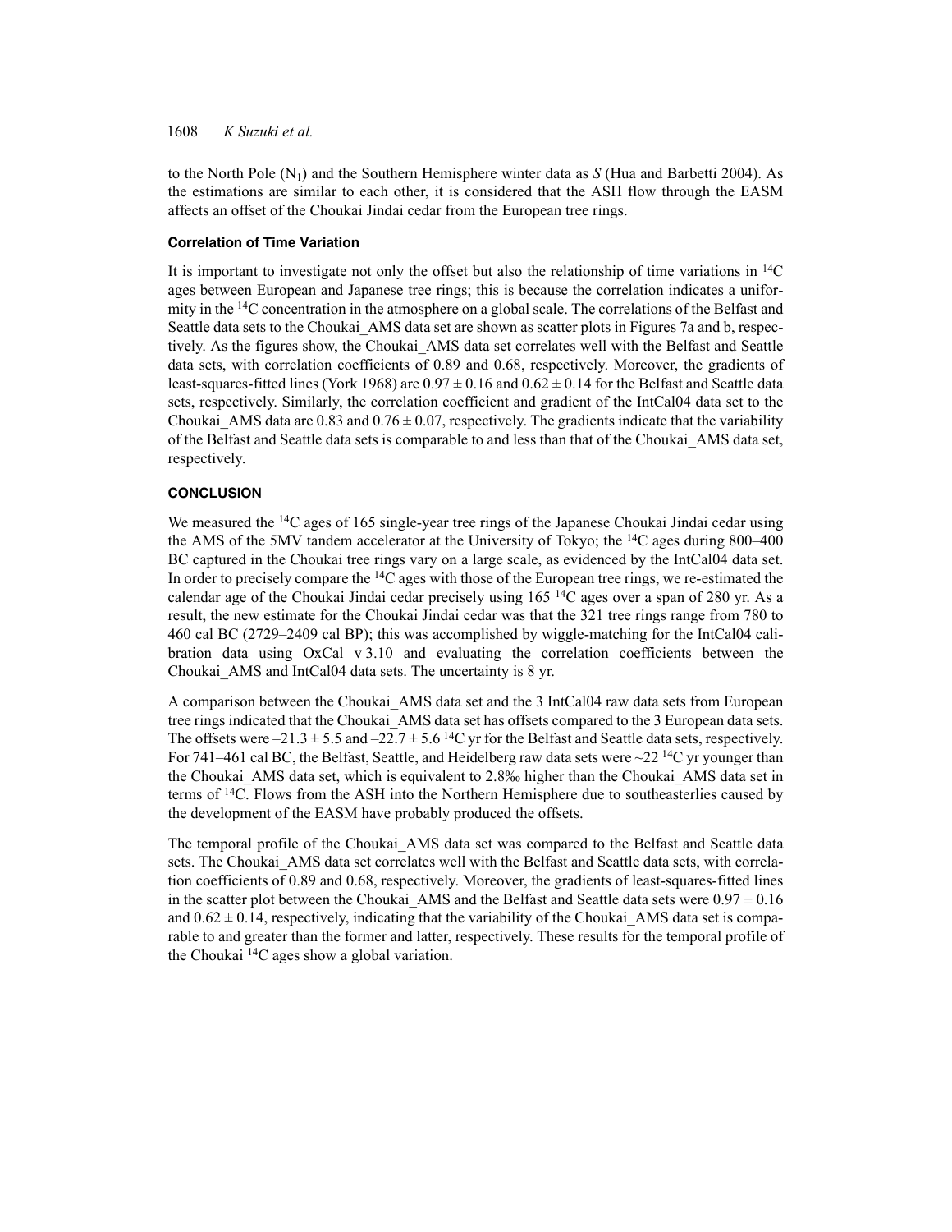to the North Pole ($N_1$) and the Southern Hemisphere winter data as *S* (Hua and Barbetti 2004). As the estimations are similar to each other, it is considered that the ASH flow through the EASM affects an offset of the Choukai Jindai cedar from the European tree rings.

### Correlation of Time Variation

It is important to investigate not only the offset but also the relationship of time variations in $^{14}C$ ages between European and Japanese tree rings; this is because the correlation indicates a uniformity in the $^{14}C$ concentration in the atmosphere on a global scale. The correlations of the Belfast and Seattle data sets to the Choukai_AMS data set are shown as scatter plots in Figures 7a and b, respectively. As the figures show, the Choukai_AMS data set correlates well with the Belfast and Seattle data sets, with correlation coefficients of 0.89 and 0.68, respectively. Moreover, the gradients of least-squares-fitted lines (York 1968) are $0.97 \pm 0.16$ and $0.62 \pm 0.14$ for the Belfast and Seattle data sets, respectively. Similarly, the correlation coefficient and gradient of the IntCal04 data set to the Choukai_AMS data are 0.83 and $0.76 \pm 0.07$, respectively. The gradients indicate that the variability of the Belfast and Seattle data sets is comparable to and less than that of the Choukai_AMS data set, respectively.

## CONCLUSION

We measured the $^{14}C$ ages of 165 single-year tree rings of the Japanese Choukai Jindai cedar using the AMS of the 5MV tandem accelerator at the University of Tokyo; the $^{14}C$ ages during 800–400 BC captured in the Choukai tree rings vary on a large scale, as evidenced by the IntCal04 data set. In order to precisely compare the $^{14}C$ ages with those of the European tree rings, we re-estimated the calendar age of the Choukai Jindai cedar precisely using 165 $^{14}C$ ages over a span of 280 yr. As a result, the new estimate for the Choukai Jindai cedar was that the 321 tree rings range from 780 to 460 cal BC (2729–2409 cal BP); this was accomplished by wiggle-matching for the IntCal04 calibration data using OxCal v 3.10 and evaluating the correlation coefficients between the Choukai_AMS and IntCal04 data sets. The uncertainty is 8 yr.

A comparison between the Choukai_AMS data set and the 3 IntCal04 raw data sets from European tree rings indicated that the Choukai_AMS data set has offsets compared to the 3 European data sets. The offsets were $-21.3 \pm 5.5$ and $-22.7 \pm 5.6$ $^{14}C$ yr for the Belfast and Seattle data sets, respectively. For 741–461 cal BC, the Belfast, Seattle, and Heidelberg raw data sets were ~22 $^{14}C$ yr younger than the Choukai_AMS data set, which is equivalent to 2.8‰ higher than the Choukai_AMS data set in terms of $^{14}C$. Flows from the ASH into the Northern Hemisphere due to southeasterlies caused by the development of the EASM have probably produced the offsets.

The temporal profile of the Choukai_AMS data set was compared to the Belfast and Seattle data sets. The Choukai_AMS data set correlates well with the Belfast and Seattle data sets, with correlation coefficients of 0.89 and 0.68, respectively. Moreover, the gradients of least-squares-fitted lines in the scatter plot between the Choukai_AMS and the Belfast and Seattle data sets were $0.97 \pm 0.16$ and $0.62 \pm 0.14$, respectively, indicating that the variability of the Choukai_AMS data set is comparable to and greater than the former and latter, respectively. These results for the temporal profile of the Choukai $^{14}C$ ages show a global variation.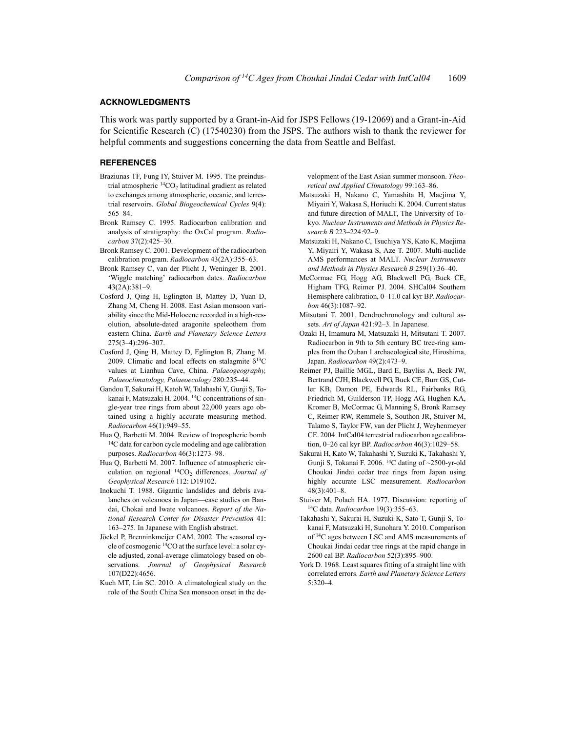## ACKNOWLEDGMENTS

This work was partly supported by a Grant-in-Aid for JSPS Fellows (19-12069) and a Grant-in-Aid for Scientific Research (C) (17540230) from the JSPS. The authors wish to thank the reviewer for helpful comments and suggestions concerning the data from Seattle and Belfast.

## REFERENCES

Braziunas TF, Fung IY, Stuiver M. 1995. The preindustrial atmospheric $^{14}CO_2$ latitudinal gradient as related to exchanges among atmospheric, oceanic, and terrestrial reservoirs. *Global Biogeochemical Cycles* 9(4): 565–84.

Bronk Ramsey C. 1995. Radiocarbon calibration and analysis of stratigraphy: the OxCal program. *Radiocarbon* 37(2):425–30.

Bronk Ramsey C. 2001. Development of the radiocarbon calibration program. *Radiocarbon* 43(2A):355–63.

Bronk Ramsey C, van der Plicht J, Weninger B. 2001. 'Wiggle matching' radiocarbon dates. *Radiocarbon* 43(2A):381–9.

Cosford J, Qing H, Eglington B, Mattey D, Yuan D, Zhang M, Cheng H. 2008. East Asian monsoon variability since the Mid-Holocene recorded in a high-resolution, absolute-dated aragonite speleothem from eastern China. *Earth and Planetary Science Letters* 275(3–4):296–307.

Cosford J, Qing H, Mattey D, Eglington B, Zhang M. 2009. Climatic and local effects on stalagmite $\delta^{13}C$ values at Lianhua Cave, China. *Palaeogeography, Palaeoclimatology, Palaeoecology* 280:235–44.

Gandou T, Sakurai H, Katoh W, Talahashi Y, Gunji S, Tokanai F, Matsuzaki H. 2004. $^{14}C$ concentrations of single-year tree rings from about 22,000 years ago obtained using a highly accurate measuring method. *Radiocarbon* 46(1):949–55.

Hua Q, Barbetti M. 2004. Review of tropospheric bomb $^{14}C$ data for carbon cycle modeling and age calibration purposes. *Radiocarbon* 46(3):1273–98.

Hua Q, Barbetti M. 2007. Influence of atmospheric circulation on regional $^{14}CO_2$ differences. *Journal of Geophysical Research* 112: D19102.

Inokuchi T. 1988. Gigantic landslides and debris avalanches on volcanoes in Japan—case studies on Bandai, Chokai and Iwate volcanoes. *Report of the National Research Center for Disaster Prevention* 41: 163–275. In Japanese with English abstract.

Jöckel P, Brenninkmeijer CAM. 2002. The seasonal cycle of cosmogenic $^{14}CO$ at the surface level: a solar cycle adjusted, zonal-average climatology based on observations. *Journal of Geophysical Research* 107(D22):4656.

Kueh MT, Lin SC. 2010. A climatological study on the role of the South China Sea monsoon onset in the development of the East Asian summer monsoon. *Theoretical and Applied Climatology* 99:163–86.

Matsuzaki H, Nakano C, Yamashita H, Maejima Y, Miyairi Y, Wakasa S, Horiuchi K. 2004. Current status and future direction of MALT, The University of Tokyo. *Nuclear Instruments and Methods in Physics Research B* 223–224:92–9.

Matsuzaki H, Nakano C, Tsuchiya YS, Kato K, Maejima Y, Miyairi Y, Wakasa S, Aze T. 2007. Multi-nuclide AMS performances at MALT. *Nuclear Instruments and Methods in Physics Research B* 259(1):36–40.

McCormac FG, Hogg AG, Blackwell PG, Buck CE, Higham TFG, Reimer PJ. 2004. SHCal04 Southern Hemisphere calibration, 0–11.0 cal kyr BP. *Radiocarbon* 46(3):1087–92.

Mitsutani T. 2001. Dendrochronology and cultural assets. *Art of Japan* 421:92–3. In Japanese.

Ozaki H, Imamura M, Matsuzaki H, Mitsutani T. 2007. Radiocarbon in 9th to 5th century BC tree-ring samples from the Ouban 1 archaeological site, Hiroshima, Japan. *Radiocarbon* 49(2):473–9.

Reimer PJ, Baillie MGL, Bard E, Bayliss A, Beck JW, Bertrand CJH, Blackwell PG, Buck CE, Burr GS, Cutler KB, Damon PE, Edwards RL, Fairbanks RG, Friedrich M, Guilderson TP, Hogg AG, Hughen KA, Kromer B, McCormac G, Manning S, Bronk Ramsey C, Reimer RW, Remmele S, Southon JR, Stuiver M, Talamo S, Taylor FW, van der Plicht J, Weyhenmeyer CE. 2004. IntCal04 terrestrial radiocarbon age calibration, 0–26 cal kyr BP. *Radiocarbon* 46(3):1029–58.

Sakurai H, Kato W, Takahashi Y, Suzuki K, Takahashi Y, Gunji S, Tokanai F. 2006. $^{14}C$ dating of ~2500-yr-old Choukai Jindai cedar tree rings from Japan using highly accurate LSC measurement. *Radiocarbon* 48(3):401–8.

Stuiver M, Polach HA. 1977. Discussion: reporting of $^{14}C$ data. *Radiocarbon* 19(3):355–63.

Takahashi Y, Sakurai H, Suzuki K, Sato T, Gunji S, Tokanai F, Matsuzaki H, Sunohara Y. 2010. Comparison of $^{14}C$ ages between LSC and AMS measurements of Choukai Jindai cedar tree rings at the rapid change in 2600 cal BP. *Radiocarbon* 52(3):895–900.

York D. 1968. Least squares fitting of a straight line with correlated errors. *Earth and Planetary Science Letters* 5:320–4.